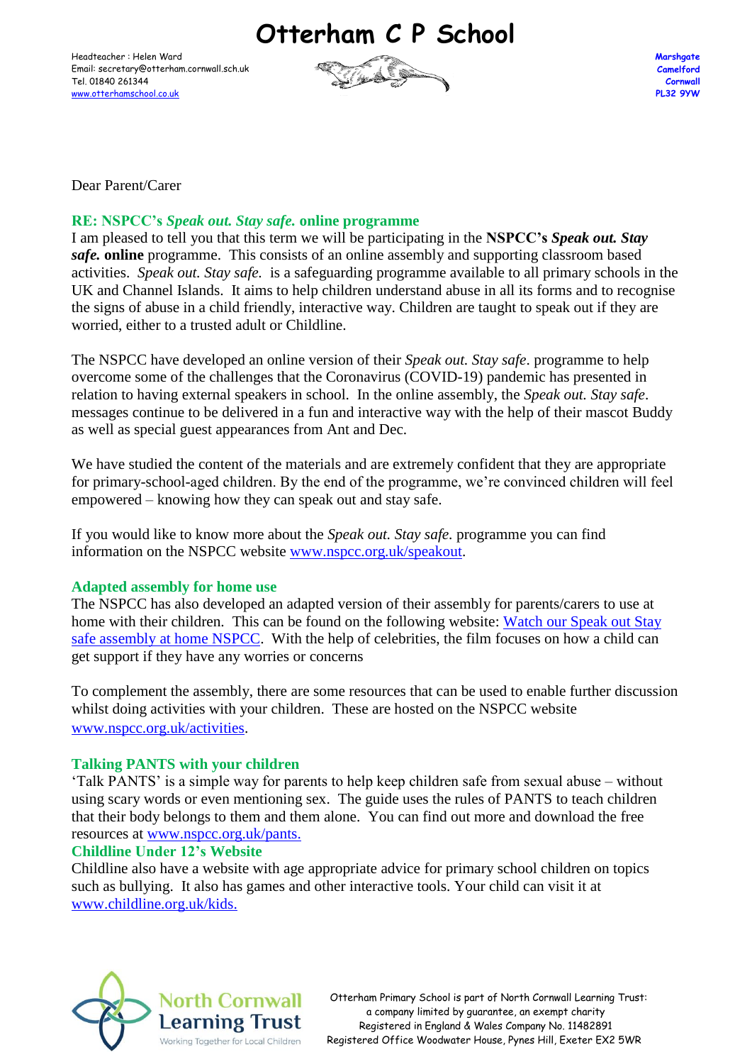# Otterham C P School

Headteacher : Helen Ward
Email: secretary@otterham.cornwall.sch.uk
Tel. 01840 261344
www.otterhamschool.co.uk

Marshgate
Camelford
Cornwall
PL32 9YW

Dear Parent/Carer

## RE: NSPCC's *Speak out. Stay safe.* online programme

I am pleased to tell you that this term we will be participating in the **NSPCC's *Speak out. Stay safe.* online** programme. This consists of an online assembly and supporting classroom based activities. *Speak out. Stay safe.* is a safeguarding programme available to all primary schools in the UK and Channel Islands. It aims to help children understand abuse in all its forms and to recognise the signs of abuse in a child friendly, interactive way. Children are taught to speak out if they are worried, either to a trusted adult or Childline.

The NSPCC have developed an online version of their *Speak out. Stay safe.* programme to help overcome some of the challenges that the Coronavirus (COVID-19) pandemic has presented in relation to having external speakers in school. In the online assembly, the *Speak out. Stay safe.* messages continue to be delivered in a fun and interactive way with the help of their mascot Buddy as well as special guest appearances from Ant and Dec.

We have studied the content of the materials and are extremely confident that they are appropriate for primary-school-aged children. By the end of the programme, we're convinced children will feel empowered – knowing how they can speak out and stay safe.

If you would like to know more about the *Speak out. Stay safe.* programme you can find information on the NSPCC website www.nspcc.org.uk/speakout.

## Adapted assembly for home use

The NSPCC has also developed an adapted version of their assembly for parents/carers to use at home with their children. This can be found on the following website: Watch our Speak out Stay safe assembly at home NSPCC. With the help of celebrities, the film focuses on how a child can get support if they have any worries or concerns

To complement the assembly, there are some resources that can be used to enable further discussion whilst doing activities with your children. These are hosted on the NSPCC website www.nspcc.org.uk/activities.

## Talking PANTS with your children

'Talk PANTS' is a simple way for parents to help keep children safe from sexual abuse – without using scary words or even mentioning sex. The guide uses the rules of PANTS to teach children that their body belongs to them and them alone. You can find out more and download the free resources at www.nspcc.org.uk/pants.

## Childline Under 12's Website

Childline also have a website with age appropriate advice for primary school children on topics such as bullying. It also has games and other interactive tools. Your child can visit it at www.childline.org.uk/kids.

North Cornwall Learning Trust
Working Together for Local Children

Otterham Primary School is part of North Cornwall Learning Trust:
a company limited by guarantee, an exempt charity
Registered in England & Wales Company No. 11482891
Registered Office Woodwater House, Pynes Hill, Exeter EX2 5WR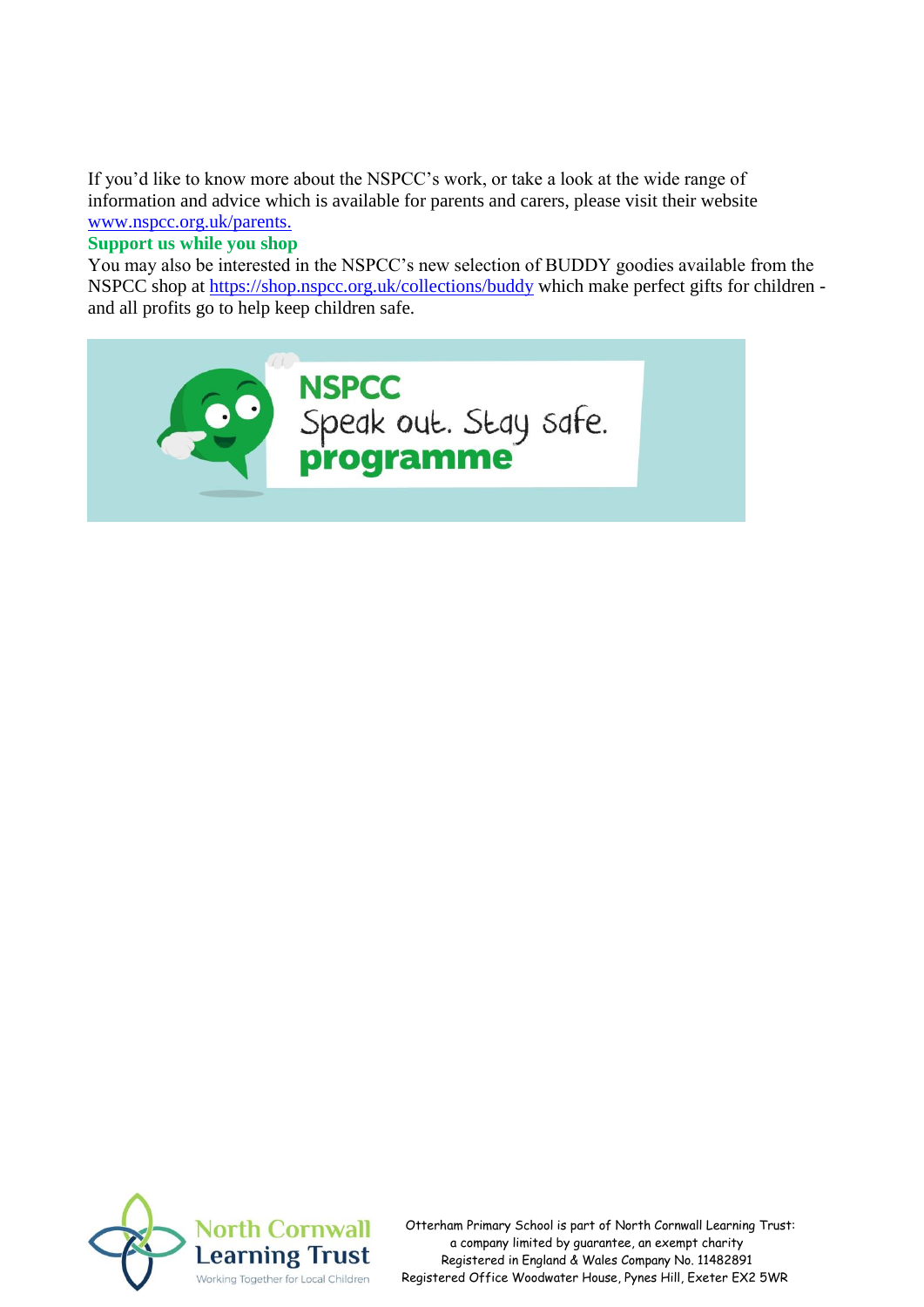If you'd like to know more about the NSPCC's work, or take a look at the wide range of information and advice which is available for parents and carers, please visit their website [www.nspcc.org.uk/parents.](http://www.nspcc.org.uk/parents)

**Support us while you shop**

You may also be interested in the NSPCC's new selection of BUDDY goodies available from the NSPCC shop at [https://shop.nspcc.org.uk/collections/buddy](https://shop.nspcc.org.uk/collections/buddy) which make perfect gifts for children - and all profits go to help keep children safe.

NSPCC
Speak out. Stay safe.
programme

North Cornwall Learning Trust
Working Together for Local Children

Otterham Primary School is part of North Cornwall Learning Trust:
a company limited by guarantee, an exempt charity
Registered in England & Wales Company No. 11482891
Registered Office Woodwater House, Pynes Hill, Exeter EX2 5WR